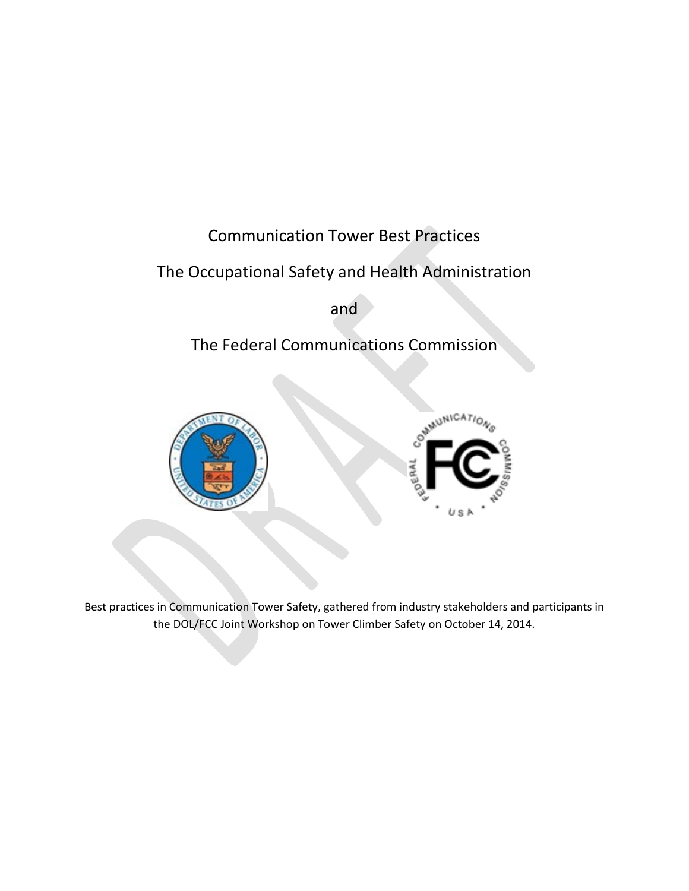# Communication Tower Best Practices

## The Occupational Safety and Health Administration

## and

## The Federal Communications Commission

Best practices in Communication Tower Safety, gathered from industry stakeholders and participants in the DOL/FCC Joint Workshop on Tower Climber Safety on October 14, 2014.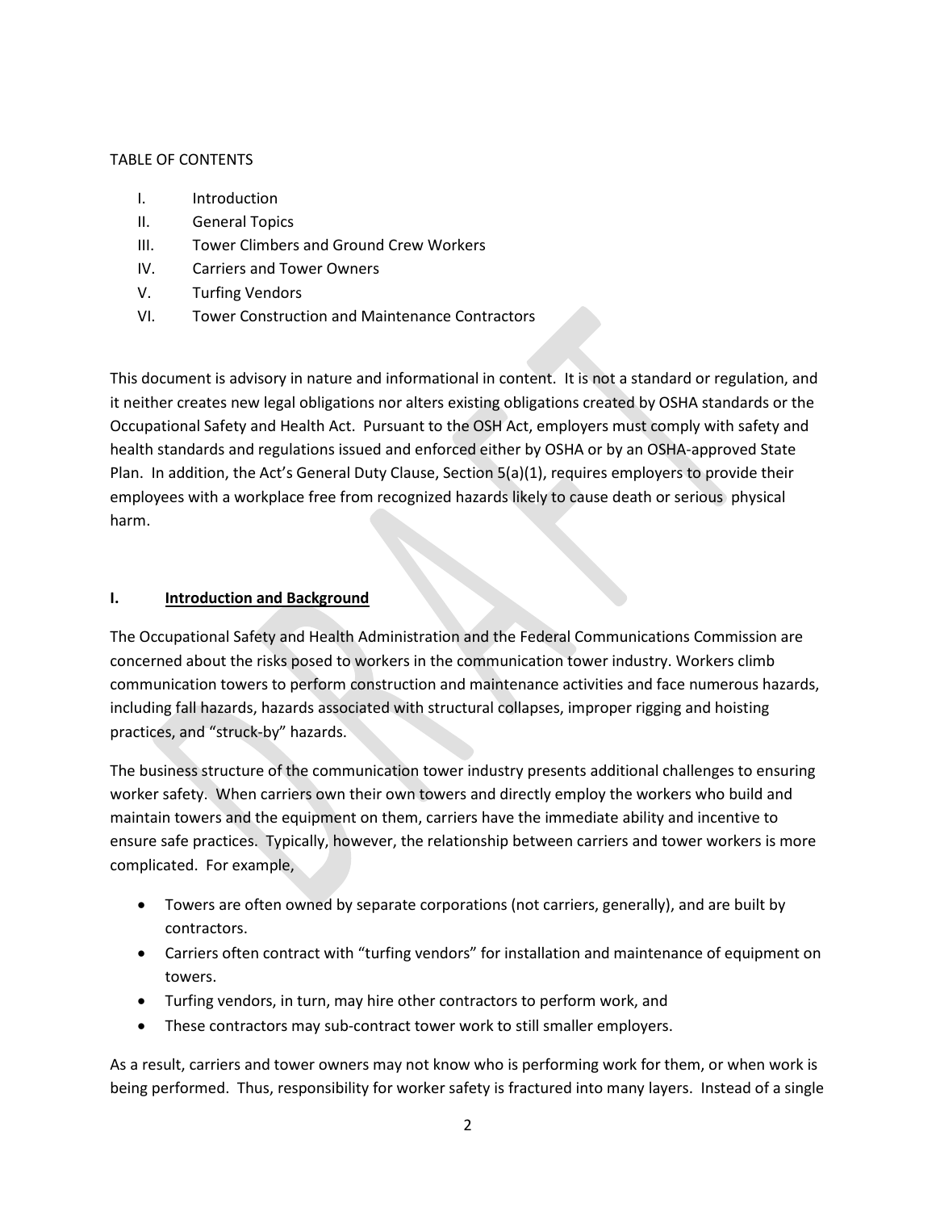TABLE OF CONTENTS

I. Introduction
II. General Topics
III. Tower Climbers and Ground Crew Workers
IV. Carriers and Tower Owners
V. Turfing Vendors
VI. Tower Construction and Maintenance Contractors

This document is advisory in nature and informational in content. It is not a standard or regulation, and it neither creates new legal obligations nor alters existing obligations created by OSHA standards or the Occupational Safety and Health Act. Pursuant to the OSH Act, employers must comply with safety and health standards and regulations issued and enforced either by OSHA or by an OSHA-approved State Plan. In addition, the Act's General Duty Clause, Section 5(a)(1), requires employers to provide their employees with a workplace free from recognized hazards likely to cause death or serious physical harm.

## I. Introduction and Background

The Occupational Safety and Health Administration and the Federal Communications Commission are concerned about the risks posed to workers in the communication tower industry. Workers climb communication towers to perform construction and maintenance activities and face numerous hazards, including fall hazards, hazards associated with structural collapses, improper rigging and hoisting practices, and "struck-by" hazards.

The business structure of the communication tower industry presents additional challenges to ensuring worker safety. When carriers own their own towers and directly employ the workers who build and maintain towers and the equipment on them, carriers have the immediate ability and incentive to ensure safe practices. Typically, however, the relationship between carriers and tower workers is more complicated. For example,

- Towers are often owned by separate corporations (not carriers, generally), and are built by contractors.
- Carriers often contract with "turfing vendors" for installation and maintenance of equipment on towers.
- Turfing vendors, in turn, may hire other contractors to perform work, and
- These contractors may sub-contract tower work to still smaller employers.

As a result, carriers and tower owners may not know who is performing work for them, or when work is being performed. Thus, responsibility for worker safety is fractured into many layers. Instead of a single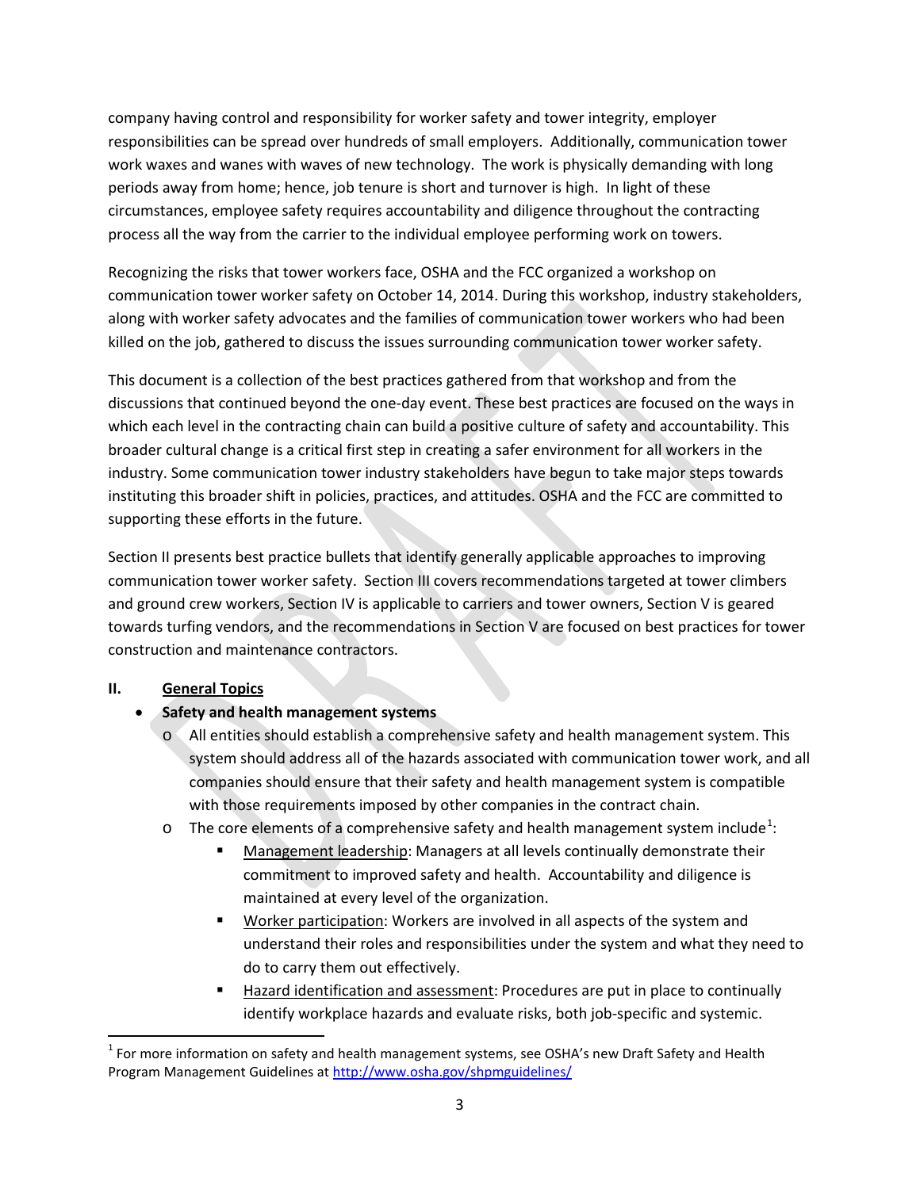company having control and responsibility for worker safety and tower integrity, employer responsibilities can be spread over hundreds of small employers. Additionally, communication tower work waxes and wanes with waves of new technology. The work is physically demanding with long periods away from home; hence, job tenure is short and turnover is high. In light of these circumstances, employee safety requires accountability and diligence throughout the contracting process all the way from the carrier to the individual employee performing work on towers.

Recognizing the risks that tower workers face, OSHA and the FCC organized a workshop on communication tower worker safety on October 14, 2014. During this workshop, industry stakeholders, along with worker safety advocates and the families of communication tower workers who had been killed on the job, gathered to discuss the issues surrounding communication tower worker safety.

This document is a collection of the best practices gathered from that workshop and from the discussions that continued beyond the one-day event. These best practices are focused on the ways in which each level in the contracting chain can build a positive culture of safety and accountability. This broader cultural change is a critical first step in creating a safer environment for all workers in the industry. Some communication tower industry stakeholders have begun to take major steps towards instituting this broader shift in policies, practices, and attitudes. OSHA and the FCC are committed to supporting these efforts in the future.

Section II presents best practice bullets that identify generally applicable approaches to improving communication tower worker safety. Section III covers recommendations targeted at tower climbers and ground crew workers, Section IV is applicable to carriers and tower owners, Section V is geared towards turfing vendors, and the recommendations in Section V are focused on best practices for tower construction and maintenance contractors.

## II. General Topics

- **Safety and health management systems**
  - All entities should establish a comprehensive safety and health management system. This system should address all of the hazards associated with communication tower work, and all companies should ensure that their safety and health management system is compatible with those requirements imposed by other companies in the contract chain.
  - The core elements of a comprehensive safety and health management system include[1]:
    - Management leadership: Managers at all levels continually demonstrate their commitment to improved safety and health. Accountability and diligence is maintained at every level of the organization.
    - Worker participation: Workers are involved in all aspects of the system and understand their roles and responsibilities under the system and what they need to do to carry them out effectively.
    - Hazard identification and assessment: Procedures are put in place to continually identify workplace hazards and evaluate risks, both job-specific and systemic.

[1] For more information on safety and health management systems, see OSHA's new Draft Safety and Health Program Management Guidelines at http://www.osha.gov/shpmguidelines/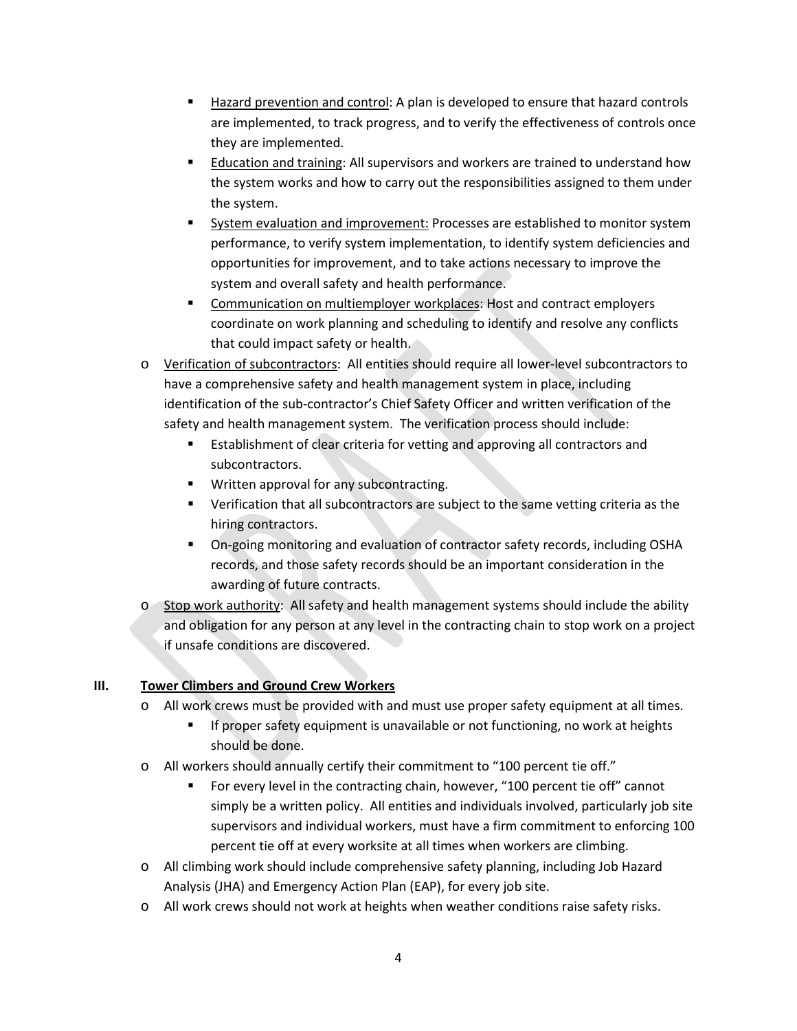- Hazard prevention and control: A plan is developed to ensure that hazard controls are implemented, to track progress, and to verify the effectiveness of controls once they are implemented.
    - Education and training: All supervisors and workers are trained to understand how the system works and how to carry out the responsibilities assigned to them under the system.
    - System evaluation and improvement: Processes are established to monitor system performance, to verify system implementation, to identify system deficiencies and opportunities for improvement, and to take actions necessary to improve the system and overall safety and health performance.
    - Communication on multiemployer workplaces: Host and contract employers coordinate on work planning and scheduling to identify and resolve any conflicts that could impact safety or health.
- Verification of subcontractors: All entities should require all lower-level subcontractors to have a comprehensive safety and health management system in place, including identification of the sub-contractor's Chief Safety Officer and written verification of the safety and health management system. The verification process should include:
    - Establishment of clear criteria for vetting and approving all contractors and subcontractors.
    - Written approval for any subcontracting.
    - Verification that all subcontractors are subject to the same vetting criteria as the hiring contractors.
    - On-going monitoring and evaluation of contractor safety records, including OSHA records, and those safety records should be an important consideration in the awarding of future contracts.
- Stop work authority: All safety and health management systems should include the ability and obligation for any person at any level in the contracting chain to stop work on a project if unsafe conditions are discovered.

## III. Tower Climbers and Ground Crew Workers

- All work crews must be provided with and must use proper safety equipment at all times.
    - If proper safety equipment is unavailable or not functioning, no work at heights should be done.
- All workers should annually certify their commitment to "100 percent tie off."
    - For every level in the contracting chain, however, "100 percent tie off" cannot simply be a written policy. All entities and individuals involved, particularly job site supervisors and individual workers, must have a firm commitment to enforcing 100 percent tie off at every worksite at all times when workers are climbing.
- All climbing work should include comprehensive safety planning, including Job Hazard Analysis (JHA) and Emergency Action Plan (EAP), for every job site.
- All work crews should not work at heights when weather conditions raise safety risks.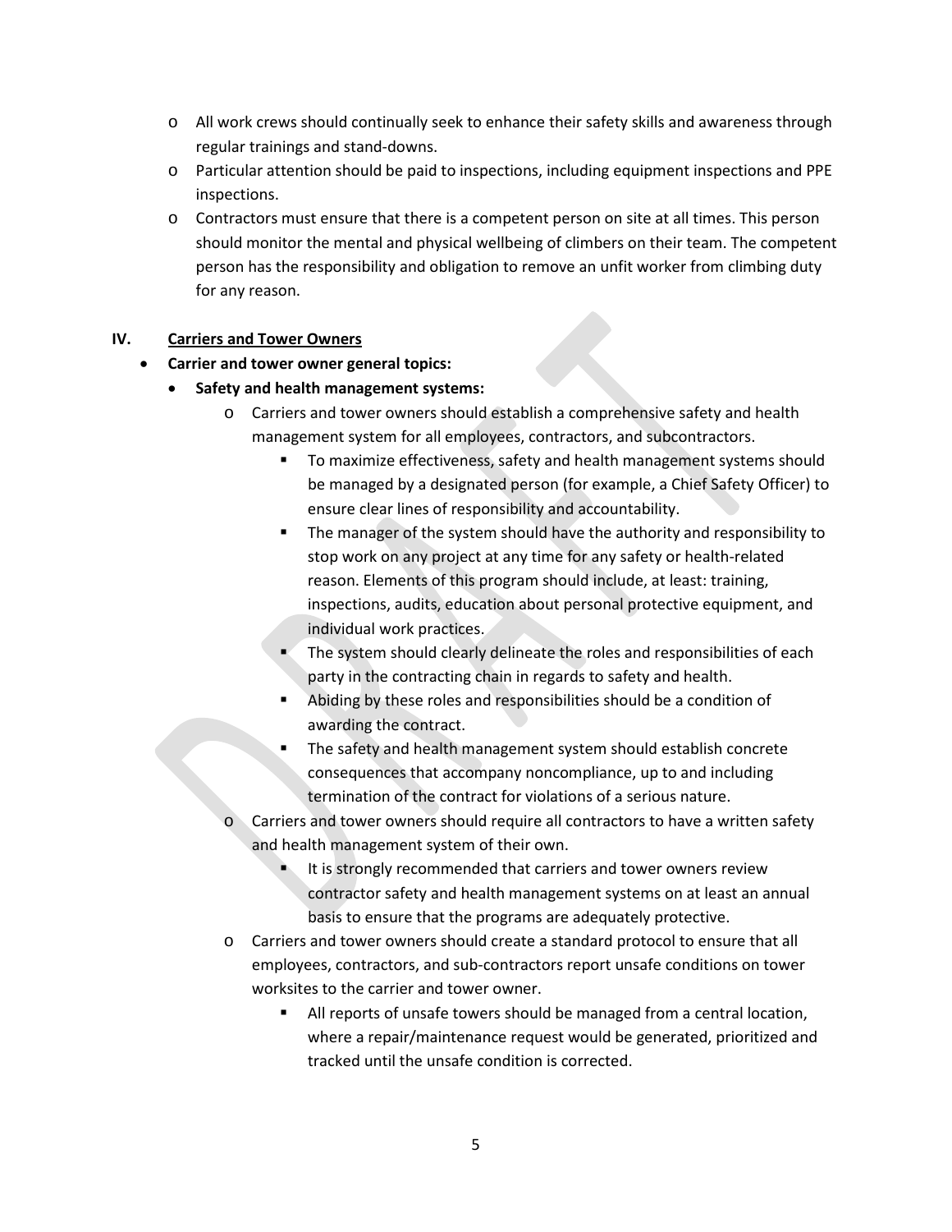- All work crews should continually seek to enhance their safety skills and awareness through regular trainings and stand-downs.
  - Particular attention should be paid to inspections, including equipment inspections and PPE inspections.
  - Contractors must ensure that there is a competent person on site at all times. This person should monitor the mental and physical wellbeing of climbers on their team. The competent person has the responsibility and obligation to remove an unfit worker from climbing duty for any reason.

## IV. Carriers and Tower Owners

- **Carrier and tower owner general topics:**
  - **Safety and health management systems:**
    - Carriers and tower owners should establish a comprehensive safety and health management system for all employees, contractors, and subcontractors.
      - To maximize effectiveness, safety and health management systems should be managed by a designated person (for example, a Chief Safety Officer) to ensure clear lines of responsibility and accountability.
      - The manager of the system should have the authority and responsibility to stop work on any project at any time for any safety or health-related reason. Elements of this program should include, at least: training, inspections, audits, education about personal protective equipment, and individual work practices.
      - The system should clearly delineate the roles and responsibilities of each party in the contracting chain in regards to safety and health.
      - Abiding by these roles and responsibilities should be a condition of awarding the contract.
      - The safety and health management system should establish concrete consequences that accompany noncompliance, up to and including termination of the contract for violations of a serious nature.
    - Carriers and tower owners should require all contractors to have a written safety and health management system of their own.
      - It is strongly recommended that carriers and tower owners review contractor safety and health management systems on at least an annual basis to ensure that the programs are adequately protective.
    - Carriers and tower owners should create a standard protocol to ensure that all employees, contractors, and sub-contractors report unsafe conditions on tower worksites to the carrier and tower owner.
      - All reports of unsafe towers should be managed from a central location, where a repair/maintenance request would be generated, prioritized and tracked until the unsafe condition is corrected.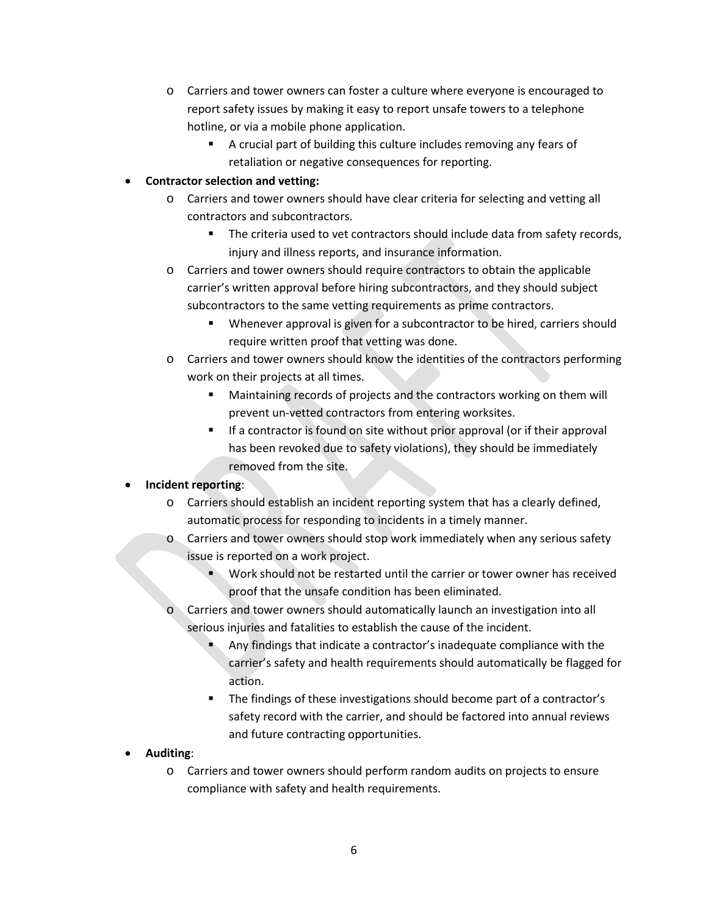- Carriers and tower owners can foster a culture where everyone is encouraged to report safety issues by making it easy to report unsafe towers to a telephone hotline, or via a mobile phone application.
    - A crucial part of building this culture includes removing any fears of retaliation or negative consequences for reporting.

- **Contractor selection and vetting:**
  - Carriers and tower owners should have clear criteria for selecting and vetting all contractors and subcontractors.
    - The criteria used to vet contractors should include data from safety records, injury and illness reports, and insurance information.
  - Carriers and tower owners should require contractors to obtain the applicable carrier's written approval before hiring subcontractors, and they should subject subcontractors to the same vetting requirements as prime contractors.
    - Whenever approval is given for a subcontractor to be hired, carriers should require written proof that vetting was done.
  - Carriers and tower owners should know the identities of the contractors performing work on their projects at all times.
    - Maintaining records of projects and the contractors working on them will prevent un-vetted contractors from entering worksites.
    - If a contractor is found on site without prior approval (or if their approval has been revoked due to safety violations), they should be immediately removed from the site.

- **Incident reporting**:
  - Carriers should establish an incident reporting system that has a clearly defined, automatic process for responding to incidents in a timely manner.
  - Carriers and tower owners should stop work immediately when any serious safety issue is reported on a work project.
    - Work should not be restarted until the carrier or tower owner has received proof that the unsafe condition has been eliminated.
  - Carriers and tower owners should automatically launch an investigation into all serious injuries and fatalities to establish the cause of the incident.
    - Any findings that indicate a contractor's inadequate compliance with the carrier's safety and health requirements should automatically be flagged for action.
    - The findings of these investigations should become part of a contractor's safety record with the carrier, and should be factored into annual reviews and future contracting opportunities.

- **Auditing**:
  - Carriers and tower owners should perform random audits on projects to ensure compliance with safety and health requirements.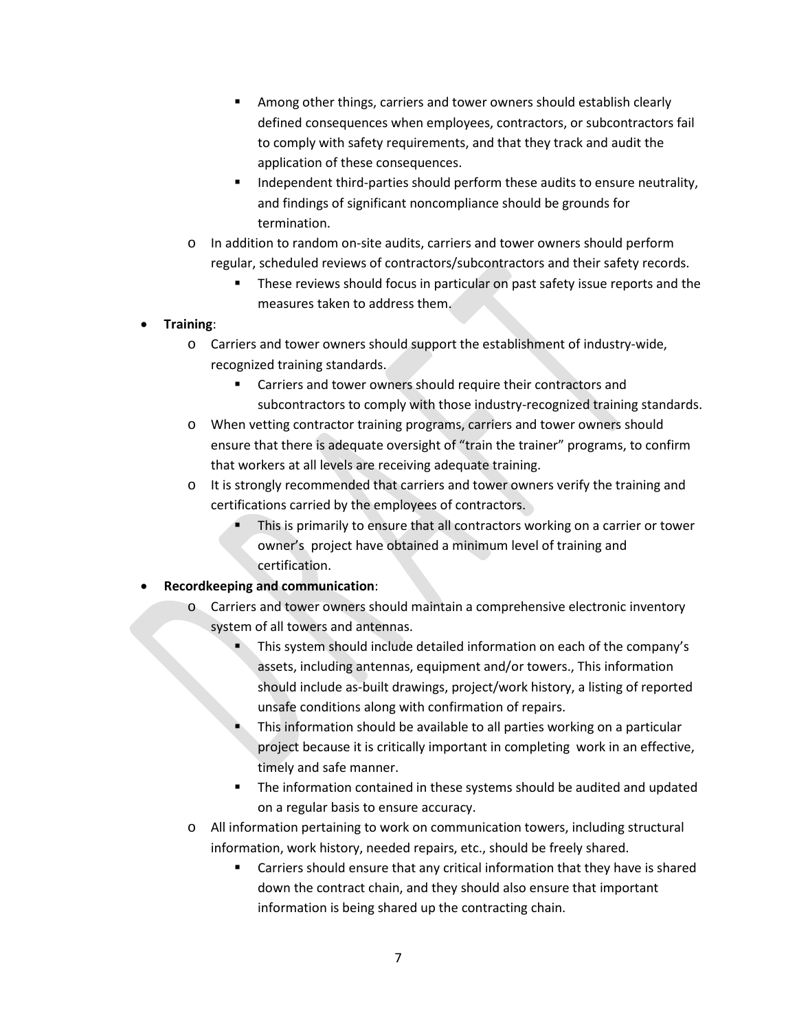- Among other things, carriers and tower owners should establish clearly defined consequences when employees, contractors, or subcontractors fail to comply with safety requirements, and that they track and audit the application of these consequences.
        - Independent third-parties should perform these audits to ensure neutrality, and findings of significant noncompliance should be grounds for termination.
    - In addition to random on-site audits, carriers and tower owners should perform regular, scheduled reviews of contractors/subcontractors and their safety records.
        - These reviews should focus in particular on past safety issue reports and the measures taken to address them.

- **Training**:
    - Carriers and tower owners should support the establishment of industry-wide, recognized training standards.
        - Carriers and tower owners should require their contractors and subcontractors to comply with those industry-recognized training standards.
    - When vetting contractor training programs, carriers and tower owners should ensure that there is adequate oversight of "train the trainer" programs, to confirm that workers at all levels are receiving adequate training.
    - It is strongly recommended that carriers and tower owners verify the training and certifications carried by the employees of contractors.
        - This is primarily to ensure that all contractors working on a carrier or tower owner's project have obtained a minimum level of training and certification.
- **Recordkeeping and communication**:
    - Carriers and tower owners should maintain a comprehensive electronic inventory system of all towers and antennas.
        - This system should include detailed information on each of the company's assets, including antennas, equipment and/or towers., This information should include as-built drawings, project/work history, a listing of reported unsafe conditions along with confirmation of repairs.
        - This information should be available to all parties working on a particular project because it is critically important in completing work in an effective, timely and safe manner.
        - The information contained in these systems should be audited and updated on a regular basis to ensure accuracy.
    - All information pertaining to work on communication towers, including structural information, work history, needed repairs, etc., should be freely shared.
        - Carriers should ensure that any critical information that they have is shared down the contract chain, and they should also ensure that important information is being shared up the contracting chain.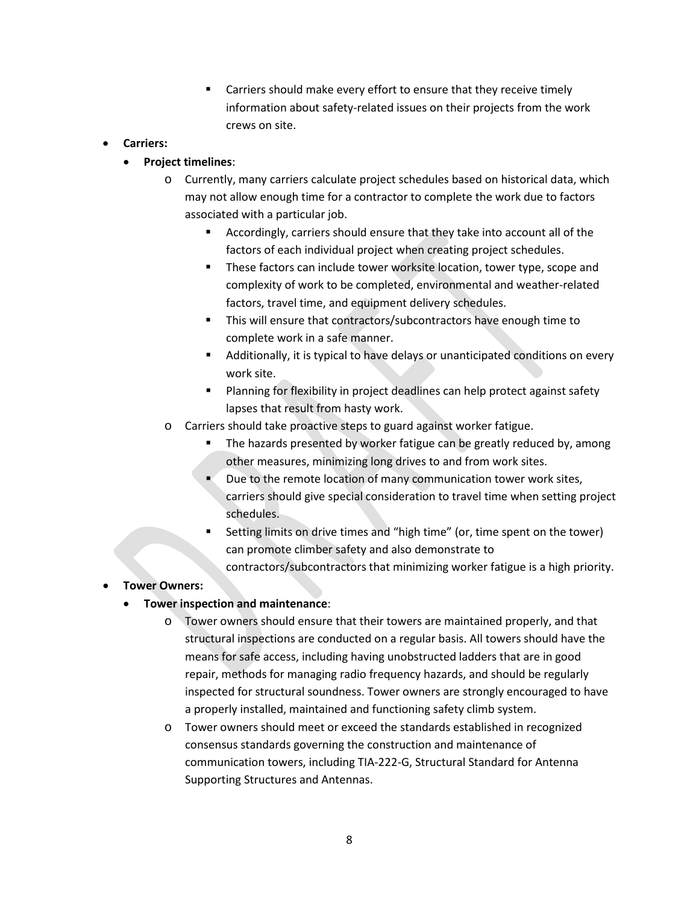- Carriers should make every effort to ensure that they receive timely information about safety-related issues on their projects from the work crews on site.

- **Carriers:**
    - **Project timelines**:
        - Currently, many carriers calculate project schedules based on historical data, which may not allow enough time for a contractor to complete the work due to factors associated with a particular job.
            - Accordingly, carriers should ensure that they take into account all of the factors of each individual project when creating project schedules.
            - These factors can include tower worksite location, tower type, scope and complexity of work to be completed, environmental and weather-related factors, travel time, and equipment delivery schedules.
            - This will ensure that contractors/subcontractors have enough time to complete work in a safe manner.
            - Additionally, it is typical to have delays or unanticipated conditions on every work site.
            - Planning for flexibility in project deadlines can help protect against safety lapses that result from hasty work.
        - Carriers should take proactive steps to guard against worker fatigue.
            - The hazards presented by worker fatigue can be greatly reduced by, among other measures, minimizing long drives to and from work sites.
            - Due to the remote location of many communication tower work sites, carriers should give special consideration to travel time when setting project schedules.
            - Setting limits on drive times and "high time" (or, time spent on the tower) can promote climber safety and also demonstrate to contractors/subcontractors that minimizing worker fatigue is a high priority.

- **Tower Owners:**
    - **Tower inspection and maintenance**:
        - Tower owners should ensure that their towers are maintained properly, and that structural inspections are conducted on a regular basis. All towers should have the means for safe access, including having unobstructed ladders that are in good repair, methods for managing radio frequency hazards, and should be regularly inspected for structural soundness. Tower owners are strongly encouraged to have a properly installed, maintained and functioning safety climb system.
        - Tower owners should meet or exceed the standards established in recognized consensus standards governing the construction and maintenance of communication towers, including TIA-222-G, Structural Standard for Antenna Supporting Structures and Antennas.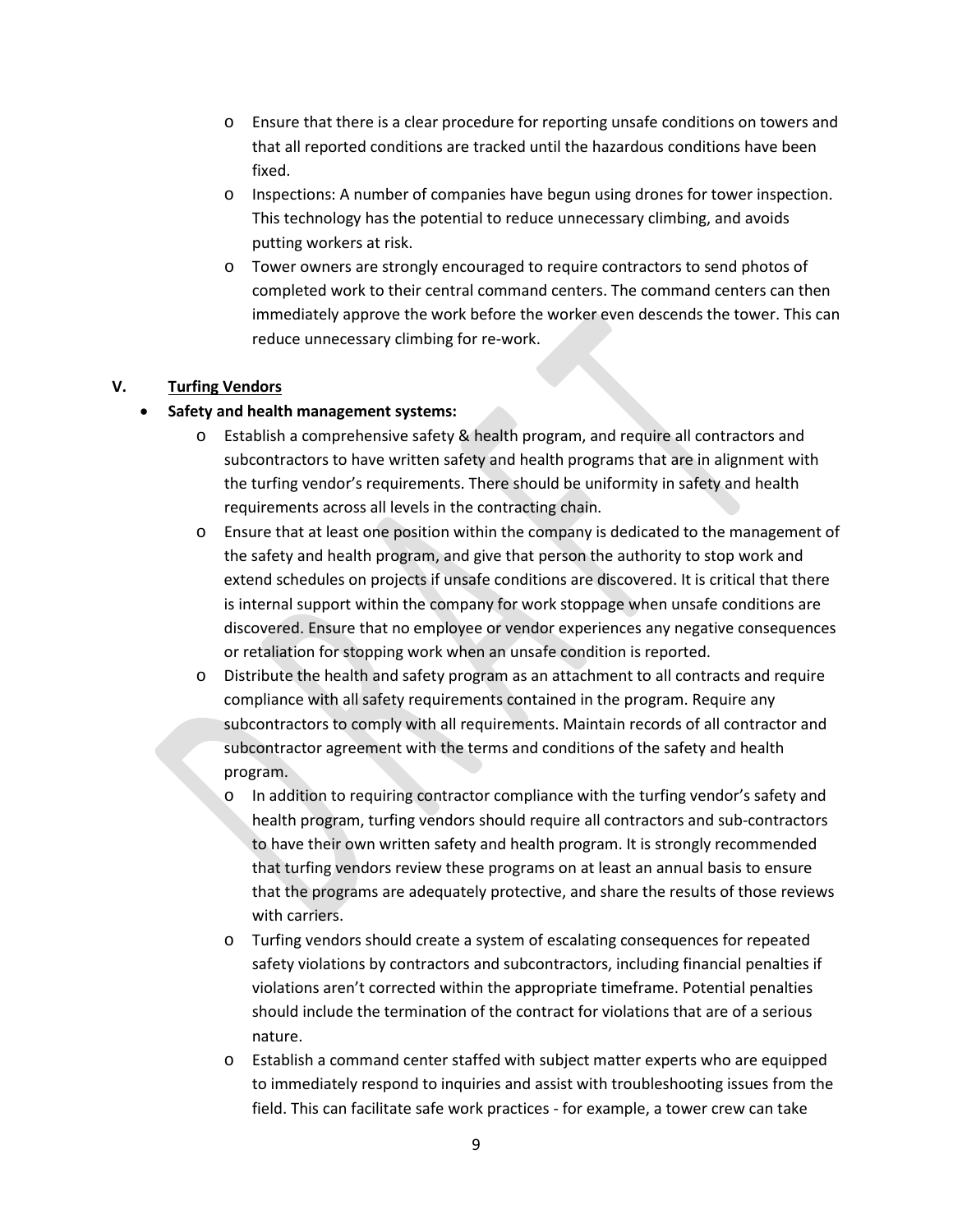- Ensure that there is a clear procedure for reporting unsafe conditions on towers and that all reported conditions are tracked until the hazardous conditions have been fixed.
- Inspections: A number of companies have begun using drones for tower inspection. This technology has the potential to reduce unnecessary climbing, and avoids putting workers at risk.
- Tower owners are strongly encouraged to require contractors to send photos of completed work to their central command centers. The command centers can then immediately approve the work before the worker even descends the tower. This can reduce unnecessary climbing for re-work.

## V. Turfing Vendors

- **Safety and health management systems:**
  - Establish a comprehensive safety & health program, and require all contractors and subcontractors to have written safety and health programs that are in alignment with the turfing vendor's requirements. There should be uniformity in safety and health requirements across all levels in the contracting chain.
  - Ensure that at least one position within the company is dedicated to the management of the safety and health program, and give that person the authority to stop work and extend schedules on projects if unsafe conditions are discovered. It is critical that there is internal support within the company for work stoppage when unsafe conditions are discovered. Ensure that no employee or vendor experiences any negative consequences or retaliation for stopping work when an unsafe condition is reported.
  - Distribute the health and safety program as an attachment to all contracts and require compliance with all safety requirements contained in the program. Require any subcontractors to comply with all requirements. Maintain records of all contractor and subcontractor agreement with the terms and conditions of the safety and health program.
    - In addition to requiring contractor compliance with the turfing vendor's safety and health program, turfing vendors should require all contractors and sub-contractors to have their own written safety and health program. It is strongly recommended that turfing vendors review these programs on at least an annual basis to ensure that the programs are adequately protective, and share the results of those reviews with carriers.
  - Turfing vendors should create a system of escalating consequences for repeated safety violations by contractors and subcontractors, including financial penalties if violations aren't corrected within the appropriate timeframe. Potential penalties should include the termination of the contract for violations that are of a serious nature.
  - Establish a command center staffed with subject matter experts who are equipped to immediately respond to inquiries and assist with troubleshooting issues from the field. This can facilitate safe work practices - for example, a tower crew can take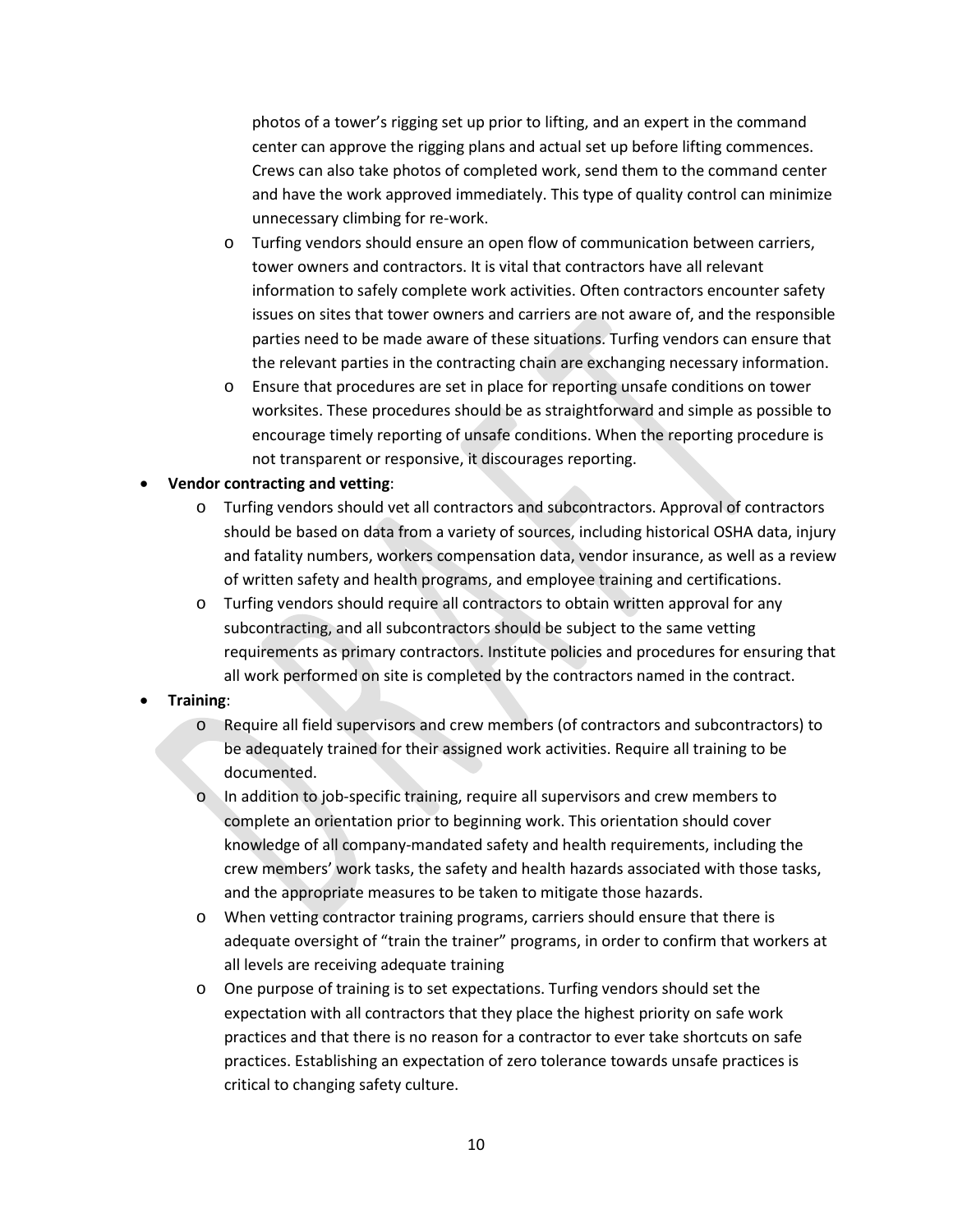photos of a tower's rigging set up prior to lifting, and an expert in the command center can approve the rigging plans and actual set up before lifting commences. Crews can also take photos of completed work, send them to the command center and have the work approved immediately. This type of quality control can minimize unnecessary climbing for re-work.

  - Turfing vendors should ensure an open flow of communication between carriers, tower owners and contractors. It is vital that contractors have all relevant information to safely complete work activities. Often contractors encounter safety issues on sites that tower owners and carriers are not aware of, and the responsible parties need to be made aware of these situations. Turfing vendors can ensure that the relevant parties in the contracting chain are exchanging necessary information.
  - Ensure that procedures are set in place for reporting unsafe conditions on tower worksites. These procedures should be as straightforward and simple as possible to encourage timely reporting of unsafe conditions. When the reporting procedure is not transparent or responsive, it discourages reporting.

- **Vendor contracting and vetting**:
  - Turfing vendors should vet all contractors and subcontractors. Approval of contractors should be based on data from a variety of sources, including historical OSHA data, injury and fatality numbers, workers compensation data, vendor insurance, as well as a review of written safety and health programs, and employee training and certifications.
  - Turfing vendors should require all contractors to obtain written approval for any subcontracting, and all subcontractors should be subject to the same vetting requirements as primary contractors. Institute policies and procedures for ensuring that all work performed on site is completed by the contractors named in the contract.

- **Training**:
  - Require all field supervisors and crew members (of contractors and subcontractors) to be adequately trained for their assigned work activities. Require all training to be documented.
  - In addition to job-specific training, require all supervisors and crew members to complete an orientation prior to beginning work. This orientation should cover knowledge of all company-mandated safety and health requirements, including the crew members' work tasks, the safety and health hazards associated with those tasks, and the appropriate measures to be taken to mitigate those hazards.
  - When vetting contractor training programs, carriers should ensure that there is adequate oversight of "train the trainer" programs, in order to confirm that workers at all levels are receiving adequate training
  - One purpose of training is to set expectations. Turfing vendors should set the expectation with all contractors that they place the highest priority on safe work practices and that there is no reason for a contractor to ever take shortcuts on safe practices. Establishing an expectation of zero tolerance towards unsafe practices is critical to changing safety culture.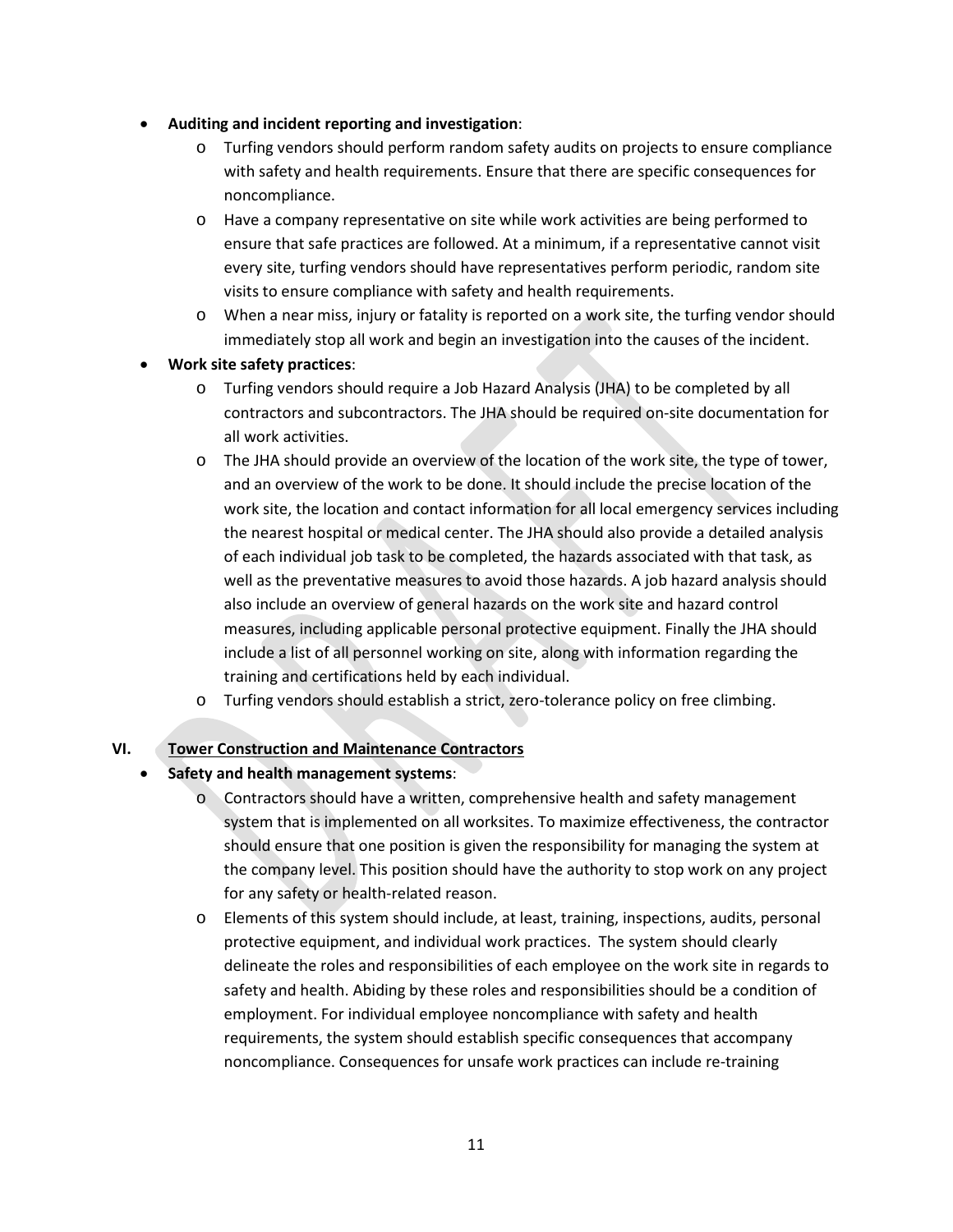- **Auditing and incident reporting and investigation**:
    - Turfing vendors should perform random safety audits on projects to ensure compliance with safety and health requirements. Ensure that there are specific consequences for noncompliance.
    - Have a company representative on site while work activities are being performed to ensure that safe practices are followed. At a minimum, if a representative cannot visit every site, turfing vendors should have representatives perform periodic, random site visits to ensure compliance with safety and health requirements.
    - When a near miss, injury or fatality is reported on a work site, the turfing vendor should immediately stop all work and begin an investigation into the causes of the incident.
- **Work site safety practices**:
    - Turfing vendors should require a Job Hazard Analysis (JHA) to be completed by all contractors and subcontractors. The JHA should be required on-site documentation for all work activities.
    - The JHA should provide an overview of the location of the work site, the type of tower, and an overview of the work to be done. It should include the precise location of the work site, the location and contact information for all local emergency services including the nearest hospital or medical center. The JHA should also provide a detailed analysis of each individual job task to be completed, the hazards associated with that task, as well as the preventative measures to avoid those hazards. A job hazard analysis should also include an overview of general hazards on the work site and hazard control measures, including applicable personal protective equipment. Finally the JHA should include a list of all personnel working on site, along with information regarding the training and certifications held by each individual.
    - Turfing vendors should establish a strict, zero-tolerance policy on free climbing.

## VI. Tower Construction and Maintenance Contractors

- **Safety and health management systems**:
    - Contractors should have a written, comprehensive health and safety management system that is implemented on all worksites. To maximize effectiveness, the contractor should ensure that one position is given the responsibility for managing the system at the company level. This position should have the authority to stop work on any project for any safety or health-related reason.
    - Elements of this system should include, at least, training, inspections, audits, personal protective equipment, and individual work practices. The system should clearly delineate the roles and responsibilities of each employee on the work site in regards to safety and health. Abiding by these roles and responsibilities should be a condition of employment. For individual employee noncompliance with safety and health requirements, the system should establish specific consequences that accompany noncompliance. Consequences for unsafe work practices can include re-training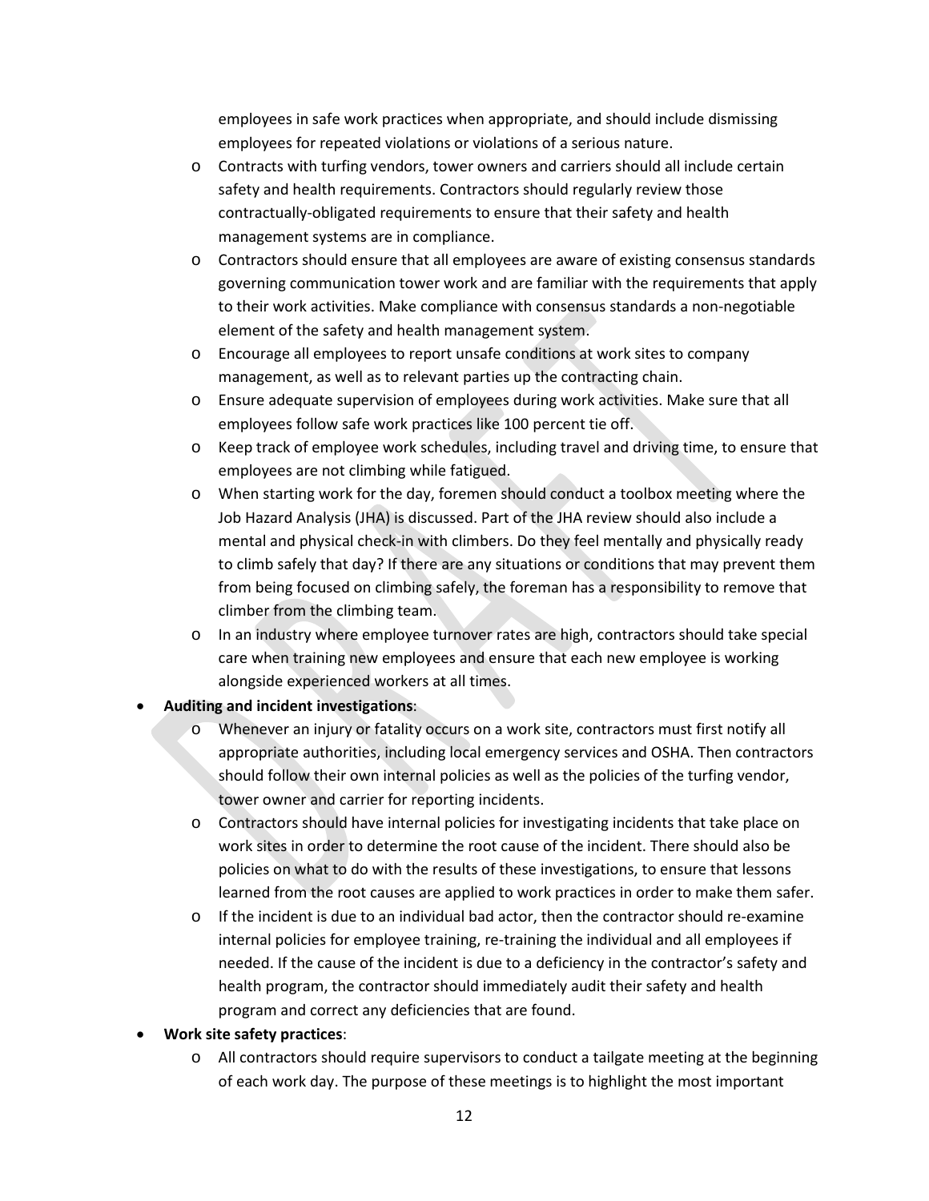employees in safe work practices when appropriate, and should include dismissing employees for repeated violations or violations of a serious nature.

- Contracts with turfing vendors, tower owners and carriers should all include certain safety and health requirements. Contractors should regularly review those contractually-obligated requirements to ensure that their safety and health management systems are in compliance.
- Contractors should ensure that all employees are aware of existing consensus standards governing communication tower work and are familiar with the requirements that apply to their work activities. Make compliance with consensus standards a non-negotiable element of the safety and health management system.
- Encourage all employees to report unsafe conditions at work sites to company management, as well as to relevant parties up the contracting chain.
- Ensure adequate supervision of employees during work activities. Make sure that all employees follow safe work practices like 100 percent tie off.
- Keep track of employee work schedules, including travel and driving time, to ensure that employees are not climbing while fatigued.
- When starting work for the day, foremen should conduct a toolbox meeting where the Job Hazard Analysis (JHA) is discussed. Part of the JHA review should also include a mental and physical check-in with climbers. Do they feel mentally and physically ready to climb safely that day? If there are any situations or conditions that may prevent them from being focused on climbing safely, the foreman has a responsibility to remove that climber from the climbing team.
- In an industry where employee turnover rates are high, contractors should take special care when training new employees and ensure that each new employee is working alongside experienced workers at all times.

- **Auditing and incident investigations**:
  - Whenever an injury or fatality occurs on a work site, contractors must first notify all appropriate authorities, including local emergency services and OSHA. Then contractors should follow their own internal policies as well as the policies of the turfing vendor, tower owner and carrier for reporting incidents.
  - Contractors should have internal policies for investigating incidents that take place on work sites in order to determine the root cause of the incident. There should also be policies on what to do with the results of these investigations, to ensure that lessons learned from the root causes are applied to work practices in order to make them safer.
  - If the incident is due to an individual bad actor, then the contractor should re-examine internal policies for employee training, re-training the individual and all employees if needed. If the cause of the incident is due to a deficiency in the contractor's safety and health program, the contractor should immediately audit their safety and health program and correct any deficiencies that are found.
- **Work site safety practices**:
  - All contractors should require supervisors to conduct a tailgate meeting at the beginning of each work day. The purpose of these meetings is to highlight the most important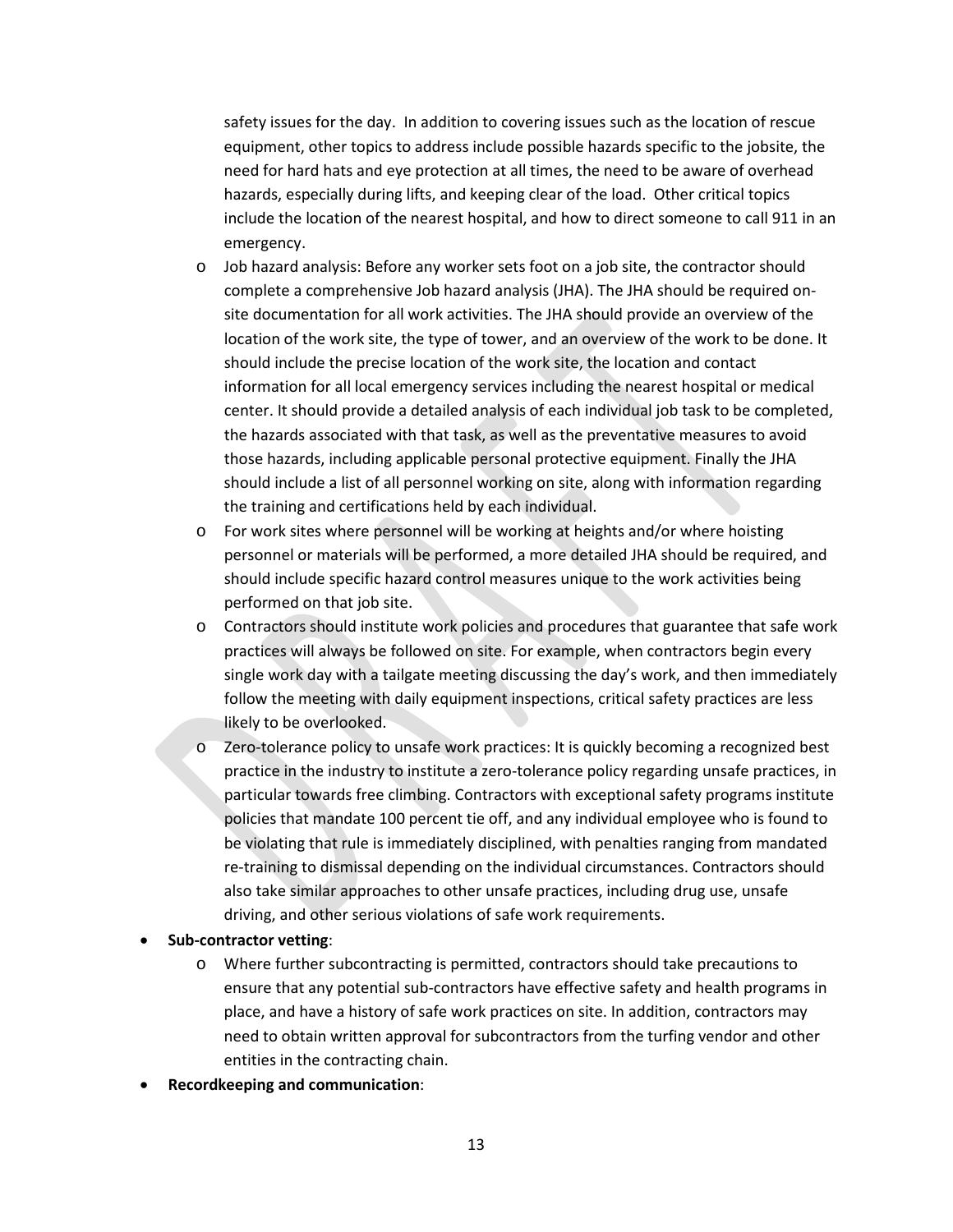safety issues for the day. In addition to covering issues such as the location of rescue equipment, other topics to address include possible hazards specific to the jobsite, the need for hard hats and eye protection at all times, the need to be aware of overhead hazards, especially during lifts, and keeping clear of the load. Other critical topics include the location of the nearest hospital, and how to direct someone to call 911 in an emergency.

  - Job hazard analysis: Before any worker sets foot on a job site, the contractor should complete a comprehensive Job hazard analysis (JHA). The JHA should be required on-site documentation for all work activities. The JHA should provide an overview of the location of the work site, the type of tower, and an overview of the work to be done. It should include the precise location of the work site, the location and contact information for all local emergency services including the nearest hospital or medical center. It should provide a detailed analysis of each individual job task to be completed, the hazards associated with that task, as well as the preventative measures to avoid those hazards, including applicable personal protective equipment. Finally the JHA should include a list of all personnel working on site, along with information regarding the training and certifications held by each individual.
  - For work sites where personnel will be working at heights and/or where hoisting personnel or materials will be performed, a more detailed JHA should be required, and should include specific hazard control measures unique to the work activities being performed on that job site.
  - Contractors should institute work policies and procedures that guarantee that safe work practices will always be followed on site. For example, when contractors begin every single work day with a tailgate meeting discussing the day's work, and then immediately follow the meeting with daily equipment inspections, critical safety practices are less likely to be overlooked.
  - Zero-tolerance policy to unsafe work practices: It is quickly becoming a recognized best practice in the industry to institute a zero-tolerance policy regarding unsafe practices, in particular towards free climbing. Contractors with exceptional safety programs institute policies that mandate 100 percent tie off, and any individual employee who is found to be violating that rule is immediately disciplined, with penalties ranging from mandated re-training to dismissal depending on the individual circumstances. Contractors should also take similar approaches to other unsafe practices, including drug use, unsafe driving, and other serious violations of safe work requirements.

- **Sub-contractor vetting**:
  - Where further subcontracting is permitted, contractors should take precautions to ensure that any potential sub-contractors have effective safety and health programs in place, and have a history of safe work practices on site. In addition, contractors may need to obtain written approval for subcontractors from the turfing vendor and other entities in the contracting chain.
- **Recordkeeping and communication**: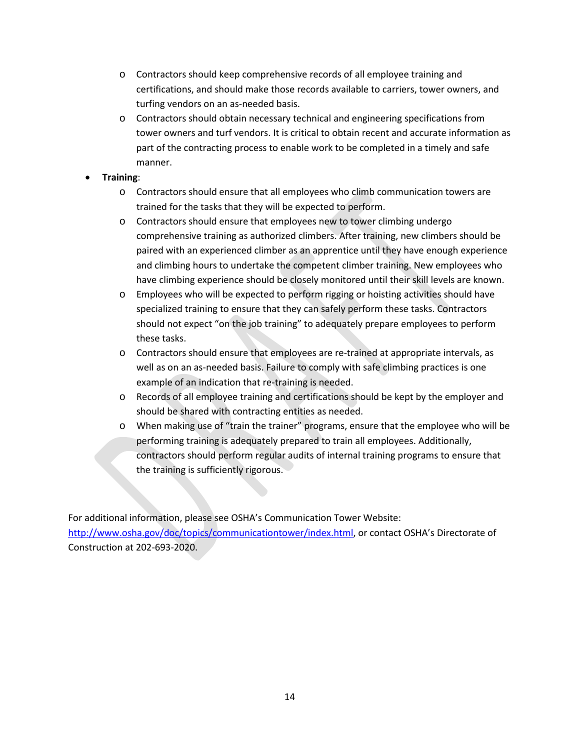- Contractors should keep comprehensive records of all employee training and certifications, and should make those records available to carriers, tower owners, and turfing vendors on an as-needed basis.
- Contractors should obtain necessary technical and engineering specifications from tower owners and turf vendors. It is critical to obtain recent and accurate information as part of the contracting process to enable work to be completed in a timely and safe manner.

- **Training**:
  - Contractors should ensure that all employees who climb communication towers are trained for the tasks that they will be expected to perform.
  - Contractors should ensure that employees new to tower climbing undergo comprehensive training as authorized climbers. After training, new climbers should be paired with an experienced climber as an apprentice until they have enough experience and climbing hours to undertake the competent climber training. New employees who have climbing experience should be closely monitored until their skill levels are known.
  - Employees who will be expected to perform rigging or hoisting activities should have specialized training to ensure that they can safely perform these tasks. Contractors should not expect "on the job training" to adequately prepare employees to perform these tasks.
  - Contractors should ensure that employees are re-trained at appropriate intervals, as well as on an as-needed basis. Failure to comply with safe climbing practices is one example of an indication that re-training is needed.
  - Records of all employee training and certifications should be kept by the employer and should be shared with contracting entities as needed.
  - When making use of "train the trainer" programs, ensure that the employee who will be performing training is adequately prepared to train all employees. Additionally, contractors should perform regular audits of internal training programs to ensure that the training is sufficiently rigorous.

For additional information, please see OSHA's Communication Tower Website: http://www.osha.gov/doc/topics/communicationtower/index.html, or contact OSHA's Directorate of Construction at 202-693-2020.